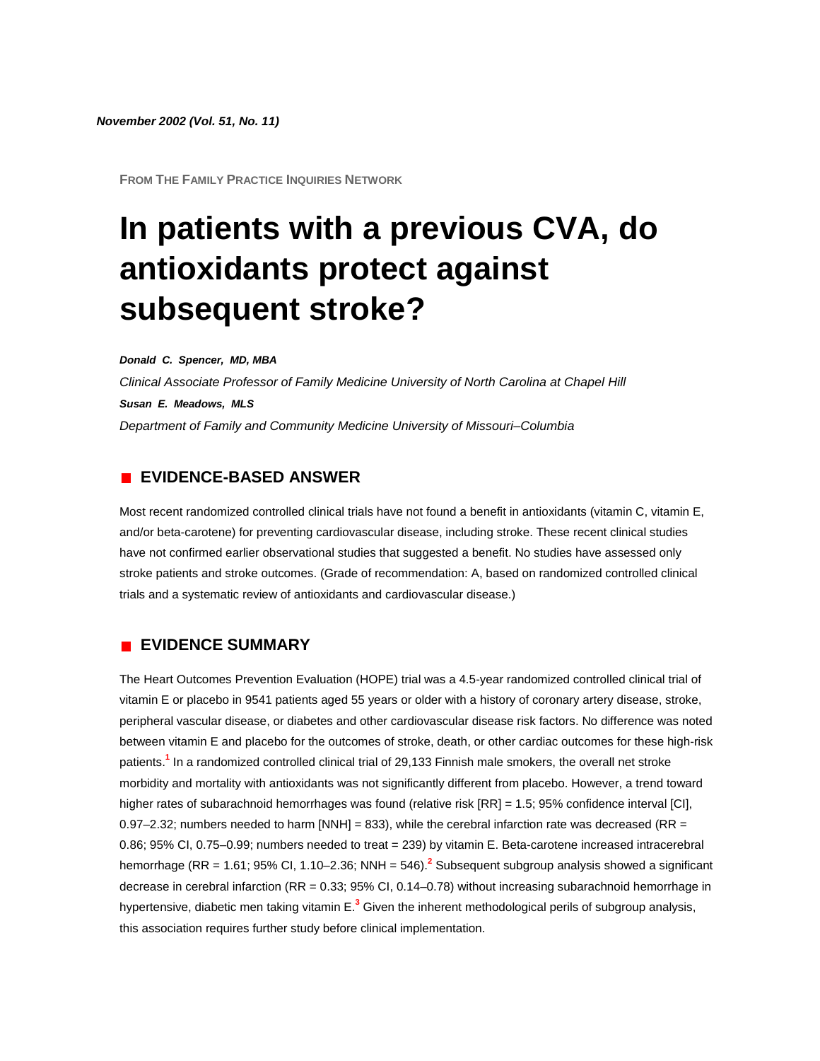*November 2002 (Vol. 51, No. 11)*

FROM THE FAMILY PRACTICE INQUIRIES NETWORK

# In patients with a previous CVA, do antioxidants protect against subsequent stroke?

***Donald C. Spencer, MD, MBA***

*Clinical Associate Professor of Family Medicine University of North Carolina at Chapel Hill*

***Susan E. Meadows, MLS***

*Department of Family and Community Medicine University of Missouri–Columbia*

## EVIDENCE-BASED ANSWER

Most recent randomized controlled clinical trials have not found a benefit in antioxidants (vitamin C, vitamin E, and/or beta-carotene) for preventing cardiovascular disease, including stroke. These recent clinical studies have not confirmed earlier observational studies that suggested a benefit. No studies have assessed only stroke patients and stroke outcomes. (Grade of recommendation: A, based on randomized controlled clinical trials and a systematic review of antioxidants and cardiovascular disease.)

## EVIDENCE SUMMARY

The Heart Outcomes Prevention Evaluation (HOPE) trial was a 4.5-year randomized controlled clinical trial of vitamin E or placebo in 9541 patients aged 55 years or older with a history of coronary artery disease, stroke, peripheral vascular disease, or diabetes and other cardiovascular disease risk factors. No difference was noted between vitamin E and placebo for the outcomes of stroke, death, or other cardiac outcomes for these high-risk patients.[1] In a randomized controlled clinical trial of 29,133 Finnish male smokers, the overall net stroke morbidity and mortality with antioxidants was not significantly different from placebo. However, a trend toward higher rates of subarachnoid hemorrhages was found (relative risk [RR] = 1.5; 95% confidence interval [CI], 0.97–2.32; numbers needed to harm [NNH] = 833), while the cerebral infarction rate was decreased (RR = 0.86; 95% CI, 0.75–0.99; numbers needed to treat = 239) by vitamin E. Beta-carotene increased intracerebral hemorrhage (RR = 1.61; 95% CI, 1.10–2.36; NNH = 546).[2] Subsequent subgroup analysis showed a significant decrease in cerebral infarction (RR = 0.33; 95% CI, 0.14–0.78) without increasing subarachnoid hemorrhage in hypertensive, diabetic men taking vitamin E.[3] Given the inherent methodological perils of subgroup analysis, this association requires further study before clinical implementation.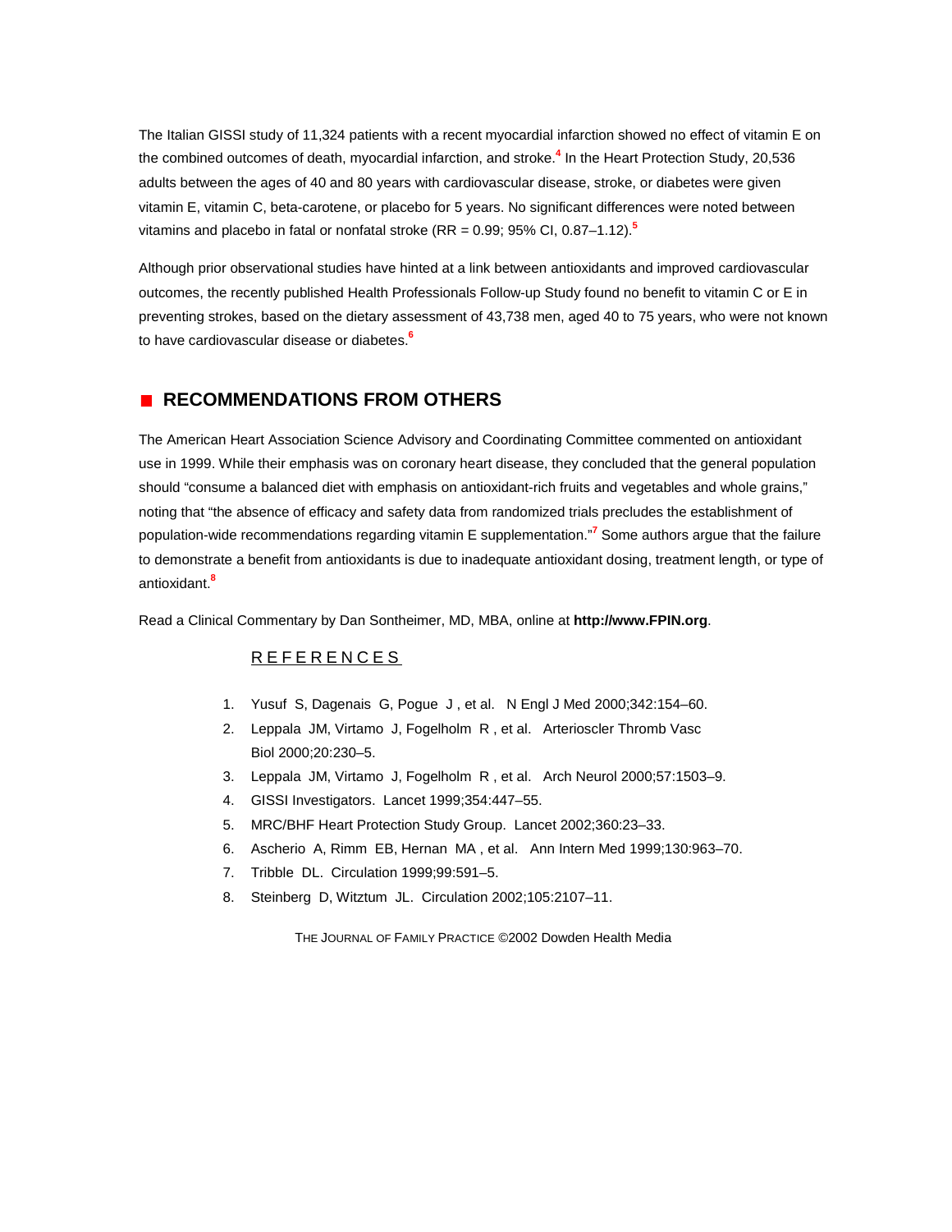The Italian GISSI study of 11,324 patients with a recent myocardial infarction showed no effect of vitamin E on the combined outcomes of death, myocardial infarction, and stroke.[4] In the Heart Protection Study, 20,536 adults between the ages of 40 and 80 years with cardiovascular disease, stroke, or diabetes were given vitamin E, vitamin C, beta-carotene, or placebo for 5 years. No significant differences were noted between vitamins and placebo in fatal or nonfatal stroke (RR = 0.99; 95% CI, 0.87–1.12).[5]

Although prior observational studies have hinted at a link between antioxidants and improved cardiovascular outcomes, the recently published Health Professionals Follow-up Study found no benefit to vitamin C or E in preventing strokes, based on the dietary assessment of 43,738 men, aged 40 to 75 years, who were not known to have cardiovascular disease or diabetes.[6]

## RECOMMENDATIONS FROM OTHERS

The American Heart Association Science Advisory and Coordinating Committee commented on antioxidant use in 1999. While their emphasis was on coronary heart disease, they concluded that the general population should "consume a balanced diet with emphasis on antioxidant-rich fruits and vegetables and whole grains," noting that "the absence of efficacy and safety data from randomized trials precludes the establishment of population-wide recommendations regarding vitamin E supplementation."[7] Some authors argue that the failure to demonstrate a benefit from antioxidants is due to inadequate antioxidant dosing, treatment length, or type of antioxidant.[8]

Read a Clinical Commentary by Dan Sontheimer, MD, MBA, online at **http://www.FPIN.org**.

### REFERENCES

1. Yusuf S, Dagenais G, Pogue J , et al. N Engl J Med 2000;342:154–60.
2. Leppala JM, Virtamo J, Fogelholm R , et al. Arterioscler Thromb Vasc Biol 2000;20:230–5.
3. Leppala JM, Virtamo J, Fogelholm R , et al. Arch Neurol 2000;57:1503–9.
4. GISSI Investigators. Lancet 1999;354:447–55.
5. MRC/BHF Heart Protection Study Group. Lancet 2002;360:23–33.
6. Ascherio A, Rimm EB, Hernan MA , et al. Ann Intern Med 1999;130:963–70.
7. Tribble DL. Circulation 1999;99:591–5.
8. Steinberg D, Witztum JL. Circulation 2002;105:2107–11.

THE JOURNAL OF FAMILY PRACTICE ©2002 Dowden Health Media